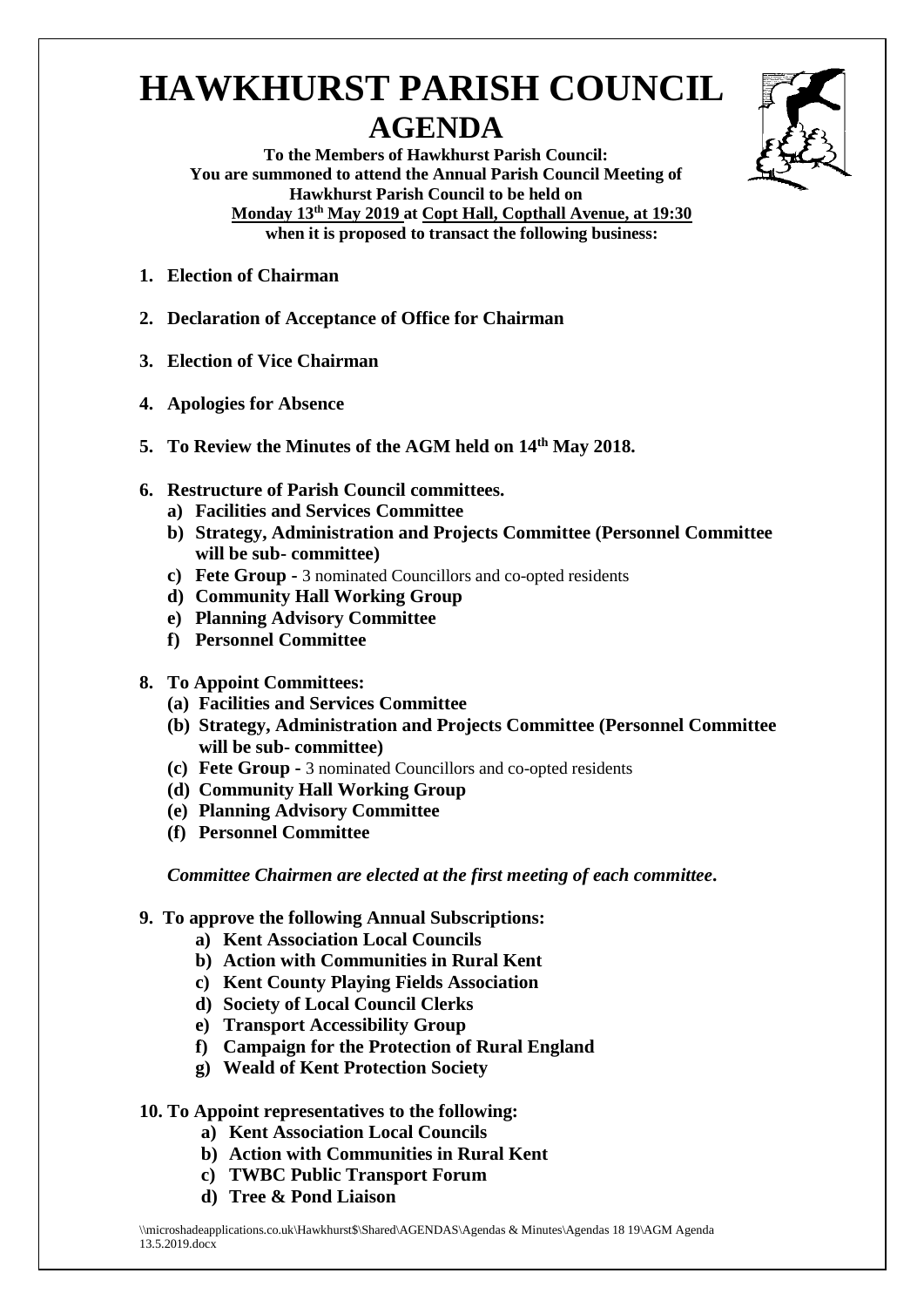# HAWKHURST PARISH COUNCIL

## AGENDA

**To the Members of Hawkhurst Parish Council:**
**You are summoned to attend the Annual Parish Council Meeting of Hawkhurst Parish Council to be held on**
**Monday 13th May 2019 at Copt Hall, Copthall Avenue, at 19:30**
**when it is proposed to transact the following business:**

1. **Election of Chairman**

2. **Declaration of Acceptance of Office for Chairman**

3. **Election of Vice Chairman**

4. **Apologies for Absence**

5. **To Review the Minutes of the AGM held on 14th May 2018.**

6. **Restructure of Parish Council committees.**
   a) **Facilities and Services Committee**
   b) **Strategy, Administration and Projects Committee (Personnel Committee will be sub- committee)**
   c) **Fete Group -** 3 nominated Councillors and co-opted residents
   d) **Community Hall Working Group**
   e) **Planning Advisory Committee**
   f) **Personnel Committee**

8. **To Appoint Committees:**
   (a) **Facilities and Services Committee**
   (b) **Strategy, Administration and Projects Committee (Personnel Committee will be sub- committee)**
   (c) **Fete Group -** 3 nominated Councillors and co-opted residents
   (d) **Community Hall Working Group**
   (e) **Planning Advisory Committee**
   (f) **Personnel Committee**

   ***Committee Chairmen are elected at the first meeting of each committee.***

9. **To approve the following Annual Subscriptions:**
   a) **Kent Association Local Councils**
   b) **Action with Communities in Rural Kent**
   c) **Kent County Playing Fields Association**
   d) **Society of Local Council Clerks**
   e) **Transport Accessibility Group**
   f) **Campaign for the Protection of Rural England**
   g) **Weald of Kent Protection Society**

10. **To Appoint representatives to the following:**
    a) **Kent Association Local Councils**
    b) **Action with Communities in Rural Kent**
    c) **TWBC Public Transport Forum**
    d) **Tree & Pond Liaison**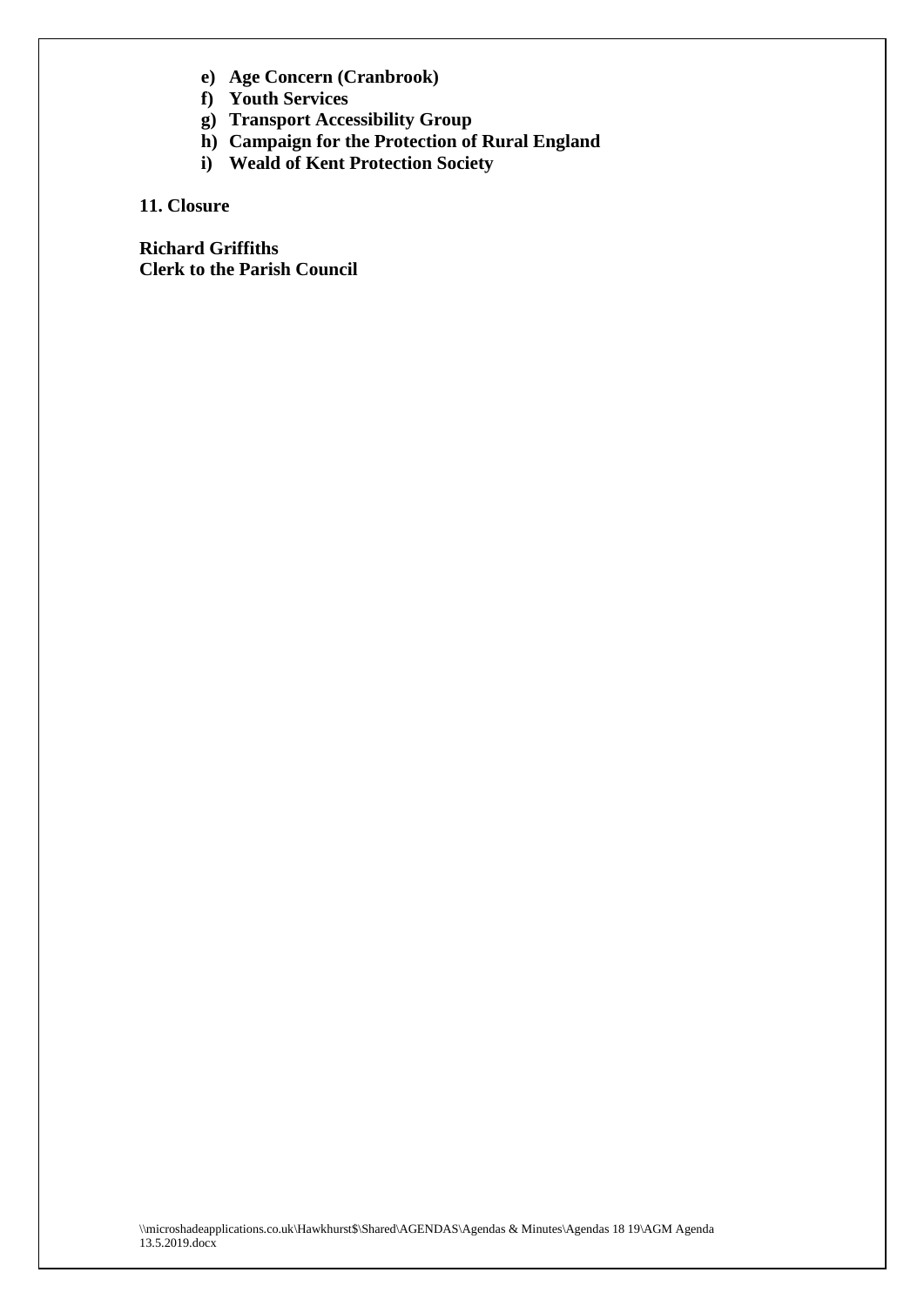**e) Age Concern (Cranbrook)**
**f) Youth Services**
**g) Transport Accessibility Group**
**h) Campaign for the Protection of Rural England**
**i) Weald of Kent Protection Society**

**11. Closure**

**Richard Griffiths**
**Clerk to the Parish Council**

\\microshadeapplications.co.uk\Hawkhurst$\Shared\AGENDAS\Agendas & Minutes\Agendas 18 19\AGM Agenda 13.5.2019.docx